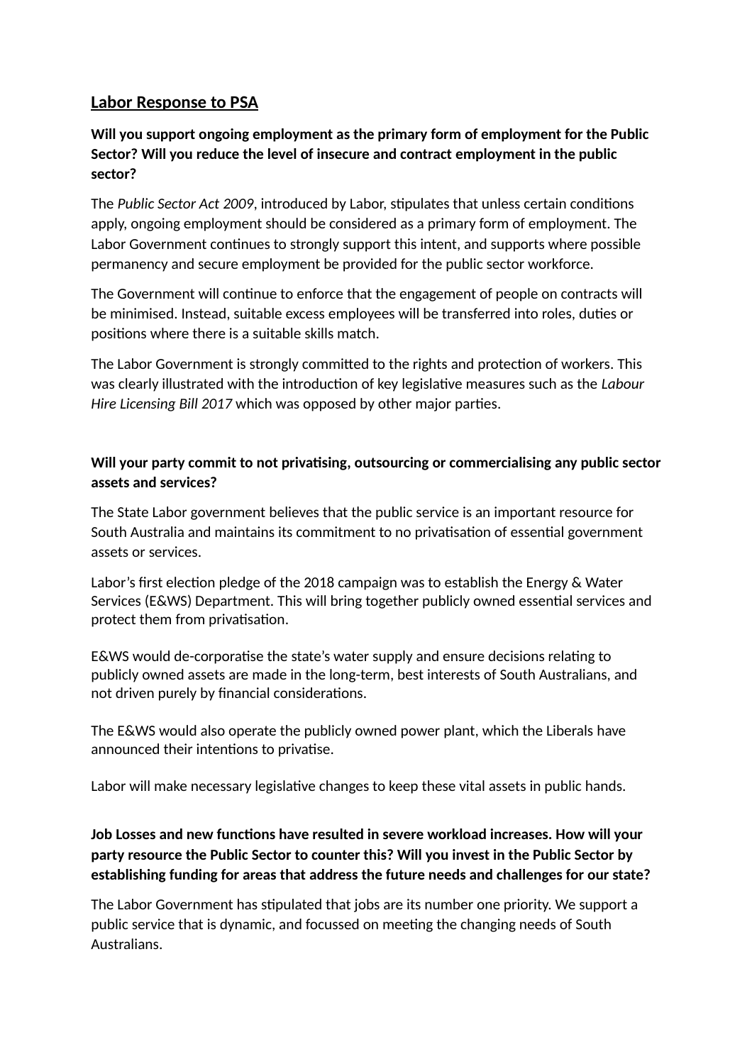# Labor Response to PSA

**Will you support ongoing employment as the primary form of employment for the Public Sector? Will you reduce the level of insecure and contract employment in the public sector?**

The *Public Sector Act 2009*, introduced by Labor, stipulates that unless certain conditions apply, ongoing employment should be considered as a primary form of employment. The Labor Government continues to strongly support this intent, and supports where possible permanency and secure employment be provided for the public sector workforce.

The Government will continue to enforce that the engagement of people on contracts will be minimised. Instead, suitable excess employees will be transferred into roles, duties or positions where there is a suitable skills match.

The Labor Government is strongly committed to the rights and protection of workers. This was clearly illustrated with the introduction of key legislative measures such as the *Labour Hire Licensing Bill 2017* which was opposed by other major parties.

**Will your party commit to not privatising, outsourcing or commercialising any public sector assets and services?**

The State Labor government believes that the public service is an important resource for South Australia and maintains its commitment to no privatisation of essential government assets or services.

Labor's first election pledge of the 2018 campaign was to establish the Energy & Water Services (E&WS) Department. This will bring together publicly owned essential services and protect them from privatisation.

E&WS would de-corporatise the state's water supply and ensure decisions relating to publicly owned assets are made in the long-term, best interests of South Australians, and not driven purely by financial considerations.

The E&WS would also operate the publicly owned power plant, which the Liberals have announced their intentions to privatise.

Labor will make necessary legislative changes to keep these vital assets in public hands.

**Job Losses and new functions have resulted in severe workload increases. How will your party resource the Public Sector to counter this? Will you invest in the Public Sector by establishing funding for areas that address the future needs and challenges for our state?**

The Labor Government has stipulated that jobs are its number one priority. We support a public service that is dynamic, and focussed on meeting the changing needs of South Australians.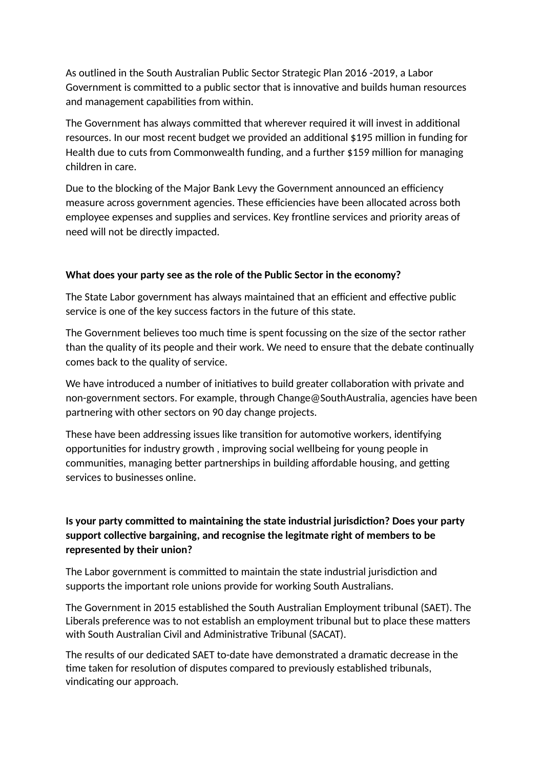As outlined in the South Australian Public Sector Strategic Plan 2016 -2019, a Labor Government is committed to a public sector that is innovative and builds human resources and management capabilities from within.

The Government has always committed that wherever required it will invest in additional resources. In our most recent budget we provided an additional $195 million in funding for Health due to cuts from Commonwealth funding, and a further $159 million for managing children in care.

Due to the blocking of the Major Bank Levy the Government announced an efficiency measure across government agencies. These efficiencies have been allocated across both employee expenses and supplies and services. Key frontline services and priority areas of need will not be directly impacted.

**What does your party see as the role of the Public Sector in the economy?**

The State Labor government has always maintained that an efficient and effective public service is one of the key success factors in the future of this state.

The Government believes too much time is spent focussing on the size of the sector rather than the quality of its people and their work. We need to ensure that the debate continually comes back to the quality of service.

We have introduced a number of initiatives to build greater collaboration with private and non-government sectors. For example, through Change@SouthAustralia, agencies have been partnering with other sectors on 90 day change projects.

These have been addressing issues like transition for automotive workers, identifying opportunities for industry growth , improving social wellbeing for young people in communities, managing better partnerships in building affordable housing, and getting services to businesses online.

**Is your party committed to maintaining the state industrial jurisdiction? Does your party support collective bargaining, and recognise the legitmate right of members to be represented by their union?**

The Labor government is committed to maintain the state industrial jurisdiction and supports the important role unions provide for working South Australians.

The Government in 2015 established the South Australian Employment tribunal (SAET). The Liberals preference was to not establish an employment tribunal but to place these matters with South Australian Civil and Administrative Tribunal (SACAT).

The results of our dedicated SAET to-date have demonstrated a dramatic decrease in the time taken for resolution of disputes compared to previously established tribunals, vindicating our approach.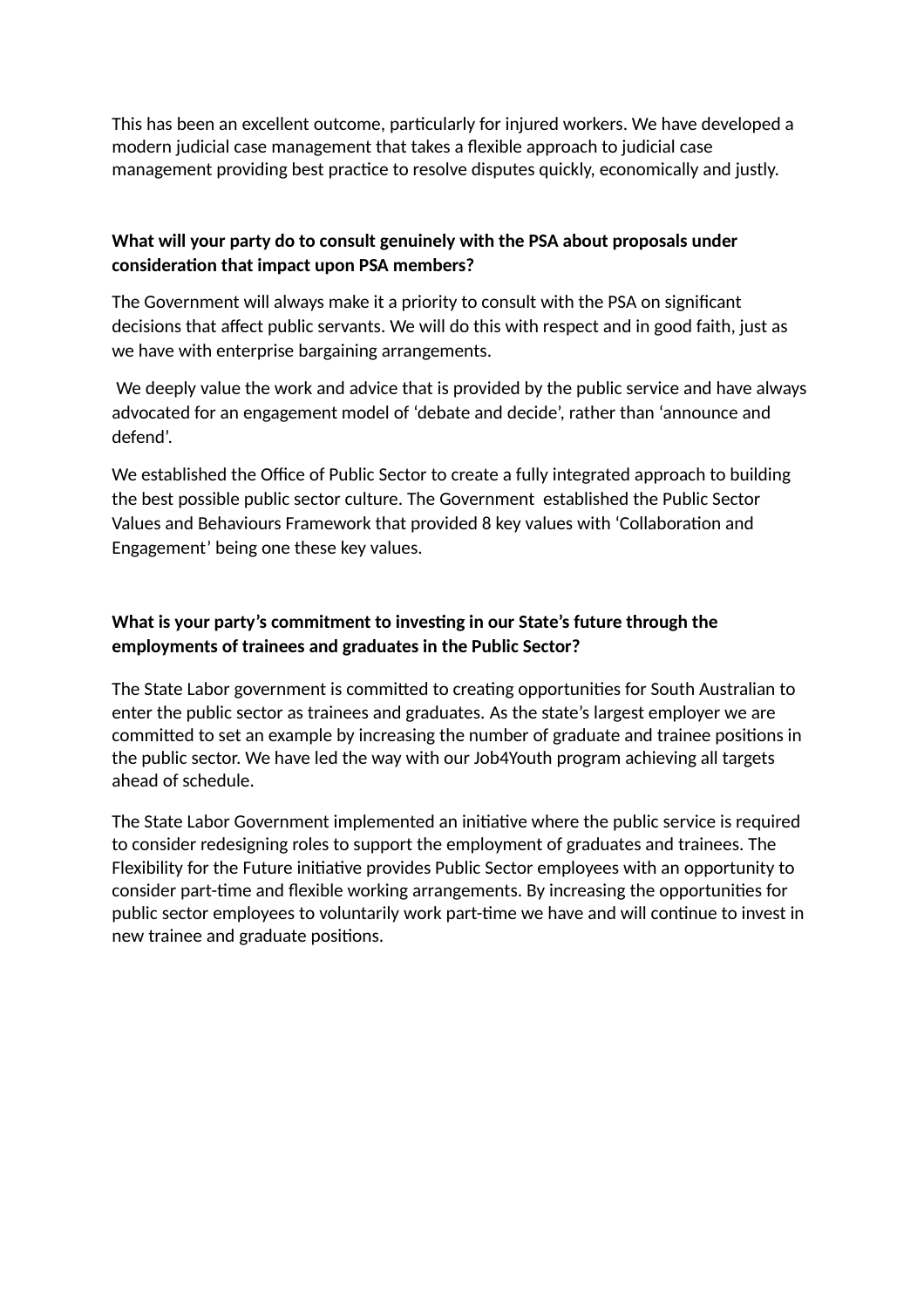This has been an excellent outcome, particularly for injured workers. We have developed a modern judicial case management that takes a flexible approach to judicial case management providing best practice to resolve disputes quickly, economically and justly.

**What will your party do to consult genuinely with the PSA about proposals under consideration that impact upon PSA members?**

The Government will always make it a priority to consult with the PSA on significant decisions that affect public servants. We will do this with respect and in good faith, just as we have with enterprise bargaining arrangements.

We deeply value the work and advice that is provided by the public service and have always advocated for an engagement model of 'debate and decide', rather than 'announce and defend'.

We established the Office of Public Sector to create a fully integrated approach to building the best possible public sector culture. The Government established the Public Sector Values and Behaviours Framework that provided 8 key values with 'Collaboration and Engagement' being one these key values.

**What is your party's commitment to investing in our State's future through the employments of trainees and graduates in the Public Sector?**

The State Labor government is committed to creating opportunities for South Australian to enter the public sector as trainees and graduates. As the state's largest employer we are committed to set an example by increasing the number of graduate and trainee positions in the public sector. We have led the way with our Job4Youth program achieving all targets ahead of schedule.

The State Labor Government implemented an initiative where the public service is required to consider redesigning roles to support the employment of graduates and trainees. The Flexibility for the Future initiative provides Public Sector employees with an opportunity to consider part-time and flexible working arrangements. By increasing the opportunities for public sector employees to voluntarily work part-time we have and will continue to invest in new trainee and graduate positions.